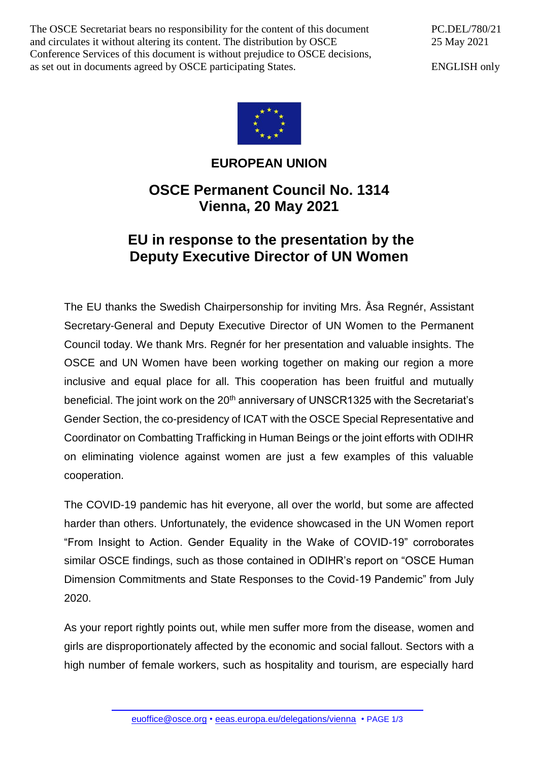The OSCE Secretariat bears no responsibility for the content of this document and circulates it without altering its content. The distribution by OSCE Conference Services of this document is without prejudice to OSCE decisions, as set out in documents agreed by OSCE participating States.

PC.DEL/780/21
25 May 2021

ENGLISH only

**EUROPEAN UNION**

# OSCE Permanent Council No. 1314 Vienna, 20 May 2021

# EU in response to the presentation by the Deputy Executive Director of UN Women

The EU thanks the Swedish Chairpersonship for inviting Mrs. Åsa Regnér, Assistant Secretary-General and Deputy Executive Director of UN Women to the Permanent Council today. We thank Mrs. Regnér for her presentation and valuable insights. The OSCE and UN Women have been working together on making our region a more inclusive and equal place for all. This cooperation has been fruitful and mutually beneficial. The joint work on the 20th anniversary of UNSCR1325 with the Secretariat's Gender Section, the co-presidency of ICAT with the OSCE Special Representative and Coordinator on Combatting Trafficking in Human Beings or the joint efforts with ODIHR on eliminating violence against women are just a few examples of this valuable cooperation.

The COVID-19 pandemic has hit everyone, all over the world, but some are affected harder than others. Unfortunately, the evidence showcased in the UN Women report "From Insight to Action. Gender Equality in the Wake of COVID-19" corroborates similar OSCE findings, such as those contained in ODIHR's report on "OSCE Human Dimension Commitments and State Responses to the Covid-19 Pandemic" from July 2020.

As your report rightly points out, while men suffer more from the disease, women and girls are disproportionately affected by the economic and social fallout. Sectors with a high number of female workers, such as hospitality and tourism, are especially hard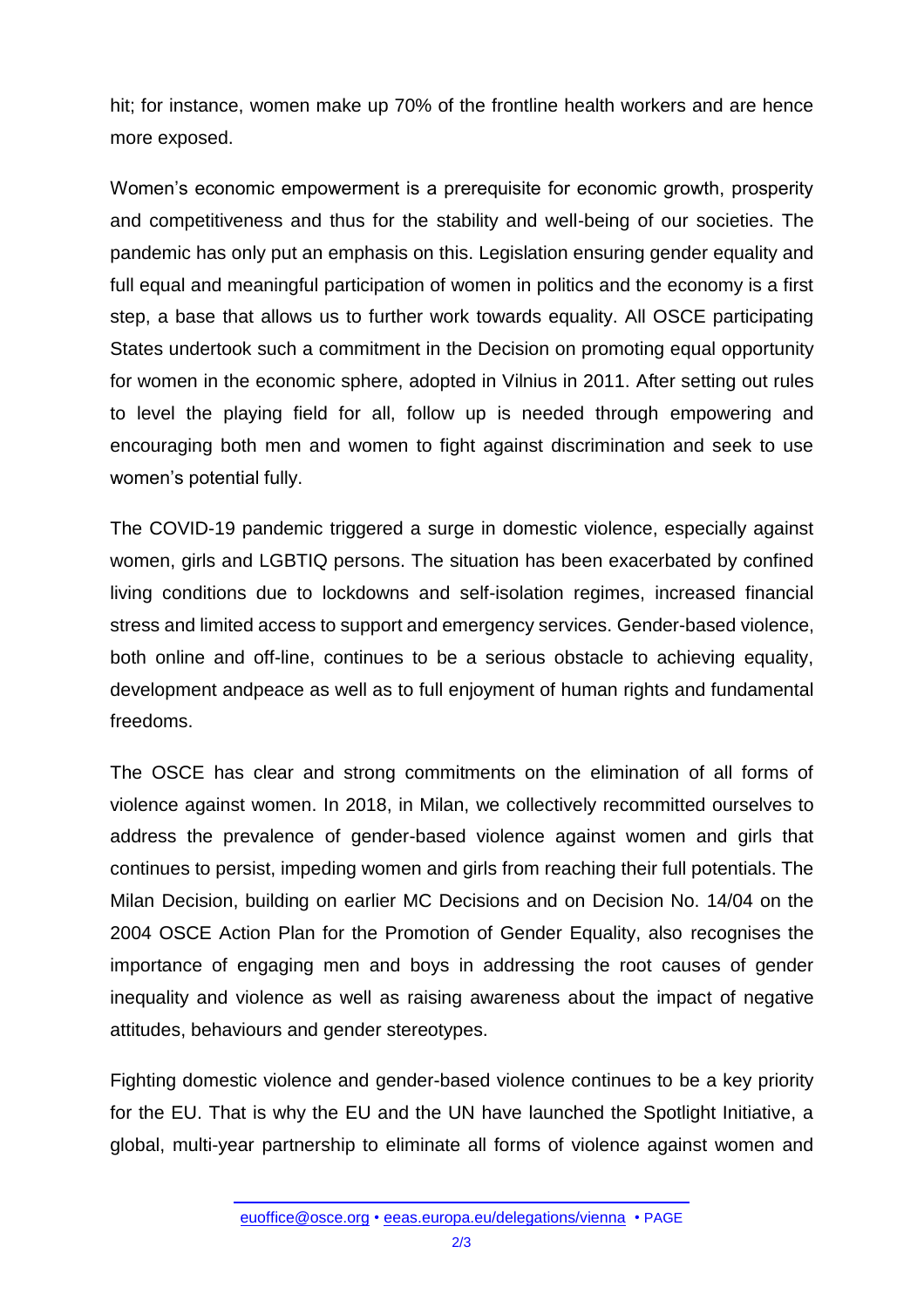hit; for instance, women make up 70% of the frontline health workers and are hence more exposed.

Women's economic empowerment is a prerequisite for economic growth, prosperity and competitiveness and thus for the stability and well-being of our societies. The pandemic has only put an emphasis on this. Legislation ensuring gender equality and full equal and meaningful participation of women in politics and the economy is a first step, a base that allows us to further work towards equality. All OSCE participating States undertook such a commitment in the Decision on promoting equal opportunity for women in the economic sphere, adopted in Vilnius in 2011. After setting out rules to level the playing field for all, follow up is needed through empowering and encouraging both men and women to fight against discrimination and seek to use women's potential fully.

The COVID-19 pandemic triggered a surge in domestic violence, especially against women, girls and LGBTIQ persons. The situation has been exacerbated by confined living conditions due to lockdowns and self-isolation regimes, increased financial stress and limited access to support and emergency services. Gender-based violence, both online and off-line, continues to be a serious obstacle to achieving equality, development andpeace as well as to full enjoyment of human rights and fundamental freedoms.

The OSCE has clear and strong commitments on the elimination of all forms of violence against women. In 2018, in Milan, we collectively recommitted ourselves to address the prevalence of gender-based violence against women and girls that continues to persist, impeding women and girls from reaching their full potentials. The Milan Decision, building on earlier MC Decisions and on Decision No. 14/04 on the 2004 OSCE Action Plan for the Promotion of Gender Equality, also recognises the importance of engaging men and boys in addressing the root causes of gender inequality and violence as well as raising awareness about the impact of negative attitudes, behaviours and gender stereotypes.

Fighting domestic violence and gender-based violence continues to be a key priority for the EU. That is why the EU and the UN have launched the Spotlight Initiative, a global, multi-year partnership to eliminate all forms of violence against women and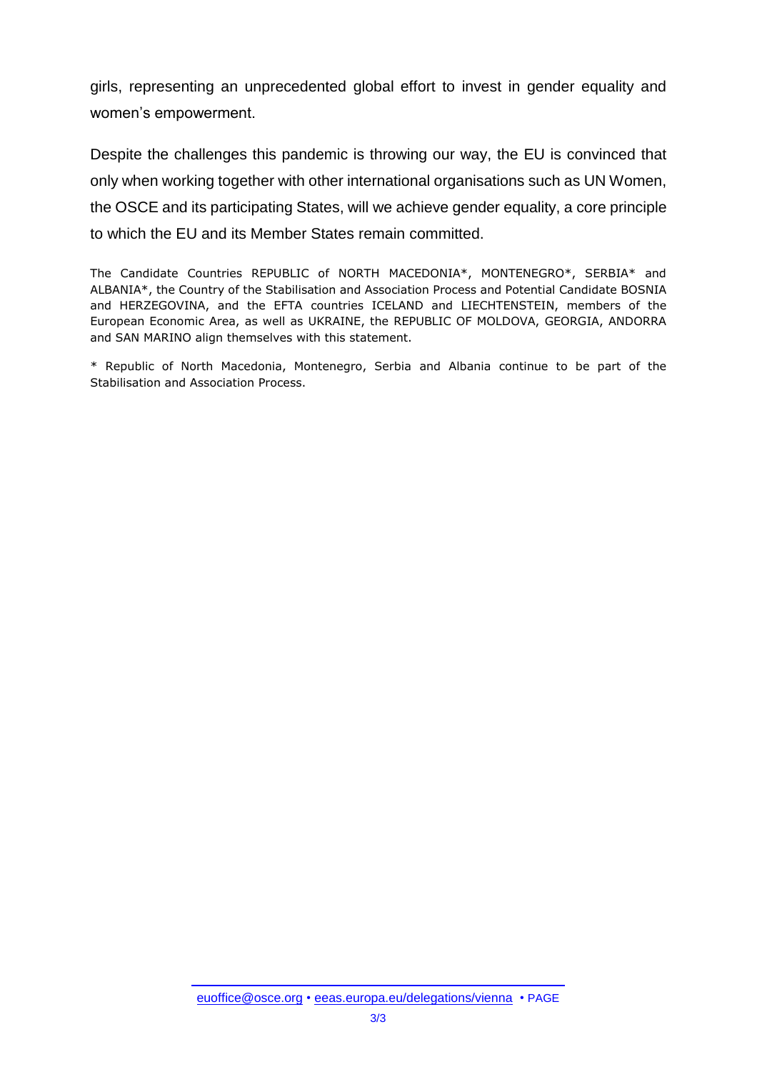girls, representing an unprecedented global effort to invest in gender equality and women's empowerment.

Despite the challenges this pandemic is throwing our way, the EU is convinced that only when working together with other international organisations such as UN Women, the OSCE and its participating States, will we achieve gender equality, a core principle to which the EU and its Member States remain committed.

The Candidate Countries REPUBLIC of NORTH MACEDONIA*, MONTENEGRO*, SERBIA* and ALBANIA*, the Country of the Stabilisation and Association Process and Potential Candidate BOSNIA and HERZEGOVINA, and the EFTA countries ICELAND and LIECHTENSTEIN, members of the European Economic Area, as well as UKRAINE, the REPUBLIC OF MOLDOVA, GEORGIA, ANDORRA and SAN MARINO align themselves with this statement.

* Republic of North Macedonia, Montenegro, Serbia and Albania continue to be part of the Stabilisation and Association Process.